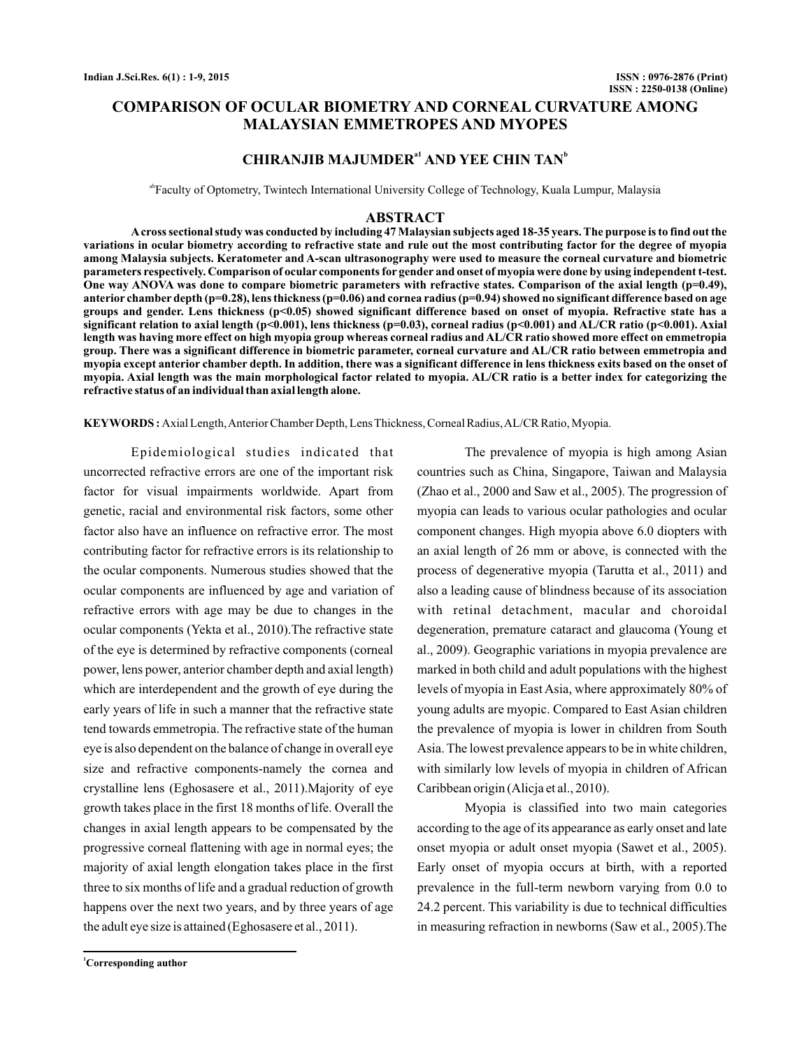# COMPARISON OF OCULAR BIOMETRY AND CORNEAL CURVATURE AMONG MALAYSIAN EMMETROPES AND MYOPES

**CHIRANJIB MAJUMDER[a1] AND YEE CHIN TAN[b]**

[ab]Faculty of Optometry, Twintech International University College of Technology, Kuala Lumpur, Malaysia

## ABSTRACT

**A cross sectional study was conducted by including 47 Malaysian subjects aged 18-35 years. The purpose is to find out the variations in ocular biometry according to refractive state and rule out the most contributing factor for the degree of myopia among Malaysia subjects. Keratometer and A-scan ultrasonography were used to measure the corneal curvature and biometric parameters respectively. Comparison of ocular components for gender and onset of myopia were done by using independent t-test. One way ANOVA was done to compare biometric parameters with refractive states. Comparison of the axial length ($p=0.49$), anterior chamber depth ($p=0.28$), lens thickness ($p=0.06$) and cornea radius ($p=0.94$) showed no significant difference based on age groups and gender. Lens thickness ($p<0.05$) showed significant difference based on onset of myopia. Refractive state has a significant relation to axial length ($p<0.001$), lens thickness ($p=0.03$), corneal radius ($p<0.001$) and AL/CR ratio ($p<0.001$). Axial length was having more effect on high myopia group whereas corneal radius and AL/CR ratio showed more effect on emmetropia group. There was a significant difference in biometric parameter, corneal curvature and AL/CR ratio between emmetropia and myopia except anterior chamber depth. In addition, there was a significant difference in lens thickness exits based on the onset of myopia. Axial length was the main morphological factor related to myopia. AL/CR ratio is a better index for categorizing the refractive status of an individual than axial length alone.**

**KEYWORDS :** Axial Length, Anterior Chamber Depth, Lens Thickness, Corneal Radius, AL/CR Ratio, Myopia.

Epidemiological studies indicated that uncorrected refractive errors are one of the important risk factor for visual impairments worldwide. Apart from genetic, racial and environmental risk factors, some other factor also have an influence on refractive error. The most contributing factor for refractive errors is its relationship to the ocular components. Numerous studies showed that the ocular components are influenced by age and variation of refractive errors with age may be due to changes in the ocular components (Yekta et al., 2010).The refractive state of the eye is determined by refractive components (corneal power, lens power, anterior chamber depth and axial length) which are interdependent and the growth of eye during the early years of life in such a manner that the refractive state tend towards emmetropia. The refractive state of the human eye is also dependent on the balance of change in overall eye size and refractive components-namely the cornea and crystalline lens (Eghosasere et al., 2011).Majority of eye growth takes place in the first 18 months of life. Overall the changes in axial length appears to be compensated by the progressive corneal flattening with age in normal eyes; the majority of axial length elongation takes place in the first three to six months of life and a gradual reduction of growth happens over the next two years, and by three years of age the adult eye size is attained (Eghosasere et al., 2011).

The prevalence of myopia is high among Asian countries such as China, Singapore, Taiwan and Malaysia (Zhao et al., 2000 and Saw et al., 2005). The progression of myopia can leads to various ocular pathologies and ocular component changes. High myopia above 6.0 diopters with an axial length of 26 mm or above, is connected with the process of degenerative myopia (Tarutta et al., 2011) and also a leading cause of blindness because of its association with retinal detachment, macular and choroidal degeneration, premature cataract and glaucoma (Young et al., 2009). Geographic variations in myopia prevalence are marked in both child and adult populations with the highest levels of myopia in East Asia, where approximately 80% of young adults are myopic. Compared to East Asian children the prevalence of myopia is lower in children from South Asia. The lowest prevalence appears to be in white children, with similarly low levels of myopia in children of African Caribbean origin (Alicja et al., 2010).

Myopia is classified into two main categories according to the age of its appearance as early onset and late onset myopia or adult onset myopia (Sawet et al., 2005). Early onset of myopia occurs at birth, with a reported prevalence in the full-term newborn varying from 0.0 to 24.2 percent. This variability is due to technical difficulties in measuring refraction in newborns (Saw et al., 2005).The

[1]Corresponding author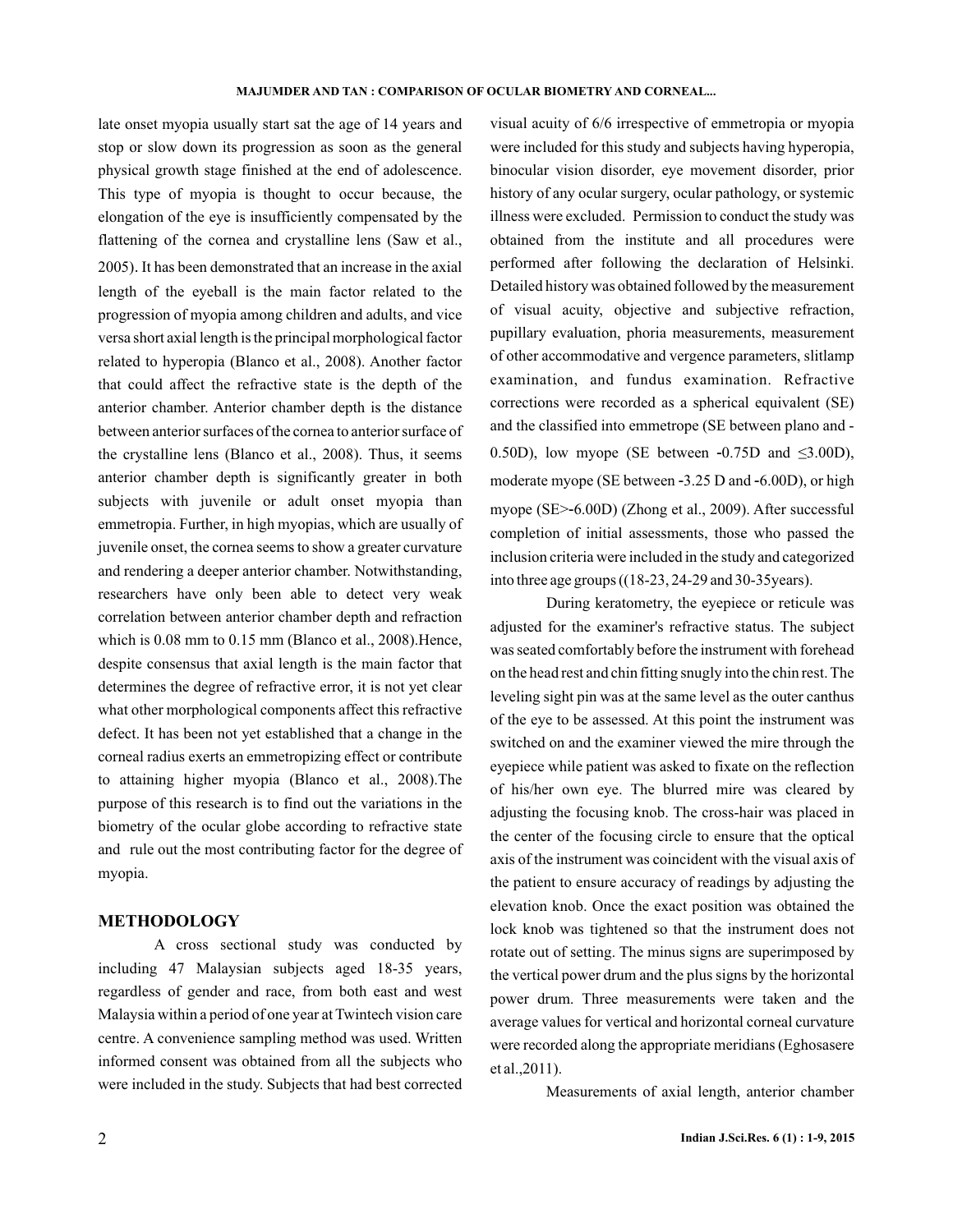late onset myopia usually start sat the age of 14 years and stop or slow down its progression as soon as the general physical growth stage finished at the end of adolescence. This type of myopia is thought to occur because, the elongation of the eye is insufficiently compensated by the flattening of the cornea and crystalline lens (Saw et al., 2005). It has been demonstrated that an increase in the axial length of the eyeball is the main factor related to the progression of myopia among children and adults, and vice versa short axial length is the principal morphological factor related to hyperopia (Blanco et al., 2008). Another factor that could affect the refractive state is the depth of the anterior chamber. Anterior chamber depth is the distance between anterior surfaces of the cornea to anterior surface of the crystalline lens (Blanco et al., 2008). Thus, it seems anterior chamber depth is significantly greater in both subjects with juvenile or adult onset myopia than emmetropia. Further, in high myopias, which are usually of juvenile onset, the cornea seems to show a greater curvature and rendering a deeper anterior chamber. Notwithstanding, researchers have only been able to detect very weak correlation between anterior chamber depth and refraction which is 0.08 mm to 0.15 mm (Blanco et al., 2008).Hence, despite consensus that axial length is the main factor that determines the degree of refractive error, it is not yet clear what other morphological components affect this refractive defect. It has been not yet established that a change in the corneal radius exerts an emmetropizing effect or contribute to attaining higher myopia (Blanco et al., 2008).The purpose of this research is to find out the variations in the biometry of the ocular globe according to refractive state and rule out the most contributing factor for the degree of myopia.

## METHODOLOGY

A cross sectional study was conducted by including 47 Malaysian subjects aged 18-35 years, regardless of gender and race, from both east and west Malaysia within a period of one year at Twintech vision care centre. A convenience sampling method was used. Written informed consent was obtained from all the subjects who were included in the study. Subjects that had best corrected visual acuity of 6/6 irrespective of emmetropia or myopia were included for this study and subjects having hyperopia, binocular vision disorder, eye movement disorder, prior history of any ocular surgery, ocular pathology, or systemic illness were excluded. Permission to conduct the study was obtained from the institute and all procedures were performed after following the declaration of Helsinki. Detailed history was obtained followed by the measurement of visual acuity, objective and subjective refraction, pupillary evaluation, phoria measurements, measurement of other accommodative and vergence parameters, slitlamp examination, and fundus examination. Refractive corrections were recorded as a spherical equivalent (SE) and the classified into emmetrope (SE between plano and -0.50D), low myope (SE between -0.75D and ≤3.00D), moderate myope (SE between -3.25 D and -6.00D), or high myope (SE>-6.00D) (Zhong et al., 2009). After successful completion of initial assessments, those who passed the inclusion criteria were included in the study and categorized into three age groups ((18-23, 24-29 and 30-35years).

During keratometry, the eyepiece or reticule was adjusted for the examiner's refractive status. The subject was seated comfortably before the instrument with forehead on the head rest and chin fitting snugly into the chin rest. The leveling sight pin was at the same level as the outer canthus of the eye to be assessed. At this point the instrument was switched on and the examiner viewed the mire through the eyepiece while patient was asked to fixate on the reflection of his/her own eye. The blurred mire was cleared by adjusting the focusing knob. The cross-hair was placed in the center of the focusing circle to ensure that the optical axis of the instrument was coincident with the visual axis of the patient to ensure accuracy of readings by adjusting the elevation knob. Once the exact position was obtained the lock knob was tightened so that the instrument does not rotate out of setting. The minus signs are superimposed by the vertical power drum and the plus signs by the horizontal power drum. Three measurements were taken and the average values for vertical and horizontal corneal curvature were recorded along the appropriate meridians (Eghosasere et al.,2011).

Measurements of axial length, anterior chamber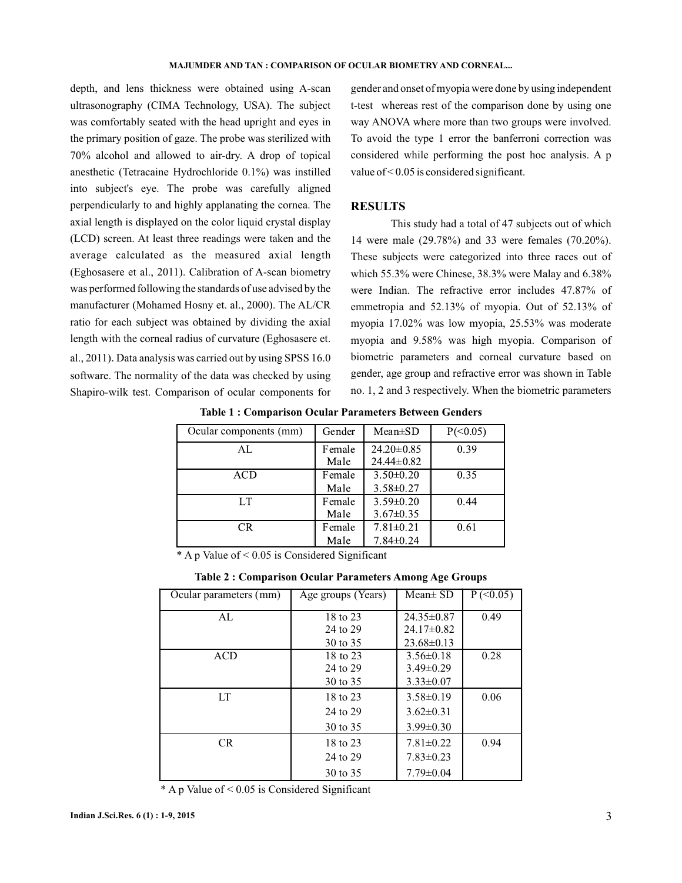depth, and lens thickness were obtained using A-scan ultrasonography (CIMA Technology, USA). The subject was comfortably seated with the head upright and eyes in the primary position of gaze. The probe was sterilized with 70% alcohol and allowed to air-dry. A drop of topical anesthetic (Tetracaine Hydrochloride 0.1%) was instilled into subject's eye. The probe was carefully aligned perpendicularly to and highly applanating the cornea. The axial length is displayed on the color liquid crystal display (LCD) screen. At least three readings were taken and the average calculated as the measured axial length (Eghosasere et al., 2011). Calibration of A-scan biometry was performed following the standards of use advised by the manufacturer (Mohamed Hosny et. al., 2000). The AL/CR ratio for each subject was obtained by dividing the axial length with the corneal radius of curvature (Eghosasere et. al., 2011). Data analysis was carried out by using SPSS 16.0 software. The normality of the data was checked by using Shapiro-wilk test. Comparison of ocular components for gender and onset of myopia were done by using independent t-test whereas rest of the comparison done by using one way ANOVA where more than two groups were involved. To avoid the type 1 error the banferroni correction was considered while performing the post hoc analysis. A p value of < 0.05 is considered significant.

## RESULTS

This study had a total of 47 subjects out of which 14 were male (29.78%) and 33 were females (70.20%). These subjects were categorized into three races out of which 55.3% were Chinese, 38.3% were Malay and 6.38% were Indian. The refractive error includes 47.87% of emmetropia and 52.13% of myopia. Out of 52.13% of myopia 17.02% was low myopia, 25.53% was moderate myopia and 9.58% was high myopia. Comparison of biometric parameters and corneal curvature based on gender, age group and refractive error was shown in Table no. 1, 2 and 3 respectively. When the biometric parameters

**Table 1 : Comparison Ocular Parameters Between Genders**

| Ocular components (mm) | Gender | Mean±SD | P(<0.05) |
|---|---|---|---|
| AL | Female<br>Male | 24.20±0.85<br>24.44±0.82 | 0.39 |
| ACD | Female<br>Male | 3.50±0.20<br>3.58±0.27 | 0.35 |
| LT | Female<br>Male | 3.59±0.20<br>3.67±0.35 | 0.44 |
| CR | Female<br>Male | 7.81±0.21<br>7.84±0.24 | 0.61 |

\* A p Value of < 0.05 is Considered Significant

**Table 2 : Comparison Ocular Parameters Among Age Groups**

| Ocular parameters (mm) | Age groups (Years) | Mean± SD | P (<0.05) |
|---|---|---|---|
| AL | 18 to 23<br>24 to 29<br>30 to 35 | 24.35±0.87<br>24.17±0.82<br>23.68±0.13 | 0.49 |
| ACD | 18 to 23<br>24 to 29<br>30 to 35 | 3.56±0.18<br>3.49±0.29<br>3.33±0.07 | 0.28 |
| LT | 18 to 23<br>24 to 29<br>30 to 35 | 3.58±0.19<br>3.62±0.31<br>3.99±0.30 | 0.06 |
| CR | 18 to 23<br>24 to 29<br>30 to 35 | 7.81±0.22<br>7.83±0.23<br>7.79±0.04 | 0.94 |

\* A p Value of < 0.05 is Considered Significant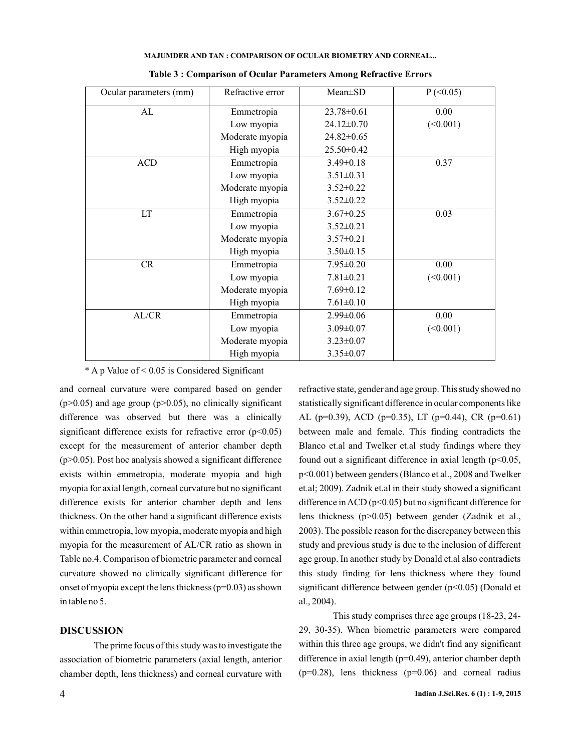**Table 3 : Comparison of Ocular Parameters Among Refractive Errors**

| Ocular parameters (mm) | Refractive error | Mean±SD | P (<0.05) |
|---|---|---|---|
| AL | Emmetropia | 23.78±0.61 | 0.00 |
| | Low myopia | 24.12±0.70 | (<0.001) |
| | Moderate myopia | 24.82±0.65 | |
| | High myopia | 25.50±0.42 | |
| ACD | Emmetropia | 3.49±0.18 | 0.37 |
| | Low myopia | 3.51±0.31 | |
| | Moderate myopia | 3.52±0.22 | |
| | High myopia | 3.52±0.22 | |
| LT | Emmetropia | 3.67±0.25 | 0.03 |
| | Low myopia | 3.52±0.21 | |
| | Moderate myopia | 3.57±0.21 | |
| | High myopia | 3.50±0.15 | |
| CR | Emmetropia | 7.95±0.20 | 0.00 |
| | Low myopia | 7.81±0.21 | (<0.001) |
| | Moderate myopia | 7.69±0.12 | |
| | High myopia | 7.61±0.10 | |
| AL/CR | Emmetropia | 2.99±0.06 | 0.00 |
| | Low myopia | 3.09±0.07 | (<0.001) |
| | Moderate myopia | 3.23±0.07 | |
| | High myopia | 3.35±0.07 | |

* A p Value of < 0.05 is Considered Significant

and corneal curvature were compared based on gender ($p>0.05$) and age group ($p>0.05$), no clinically significant difference was observed but there was a clinically significant difference exists for refractive error ($p<0.05$) except for the measurement of anterior chamber depth ($p>0.05$). Post hoc analysis showed a significant difference exists within emmetropia, moderate myopia and high myopia for axial length, corneal curvature but no significant difference exists for anterior chamber depth and lens thickness. On the other hand a significant difference exists within emmetropia, low myopia, moderate myopia and high myopia for the measurement of AL/CR ratio as shown in Table no.4. Comparison of biometric parameter and corneal curvature showed no clinically significant difference for onset of myopia except the lens thickness ($p=0.03$) as shown in table no 5.

## DISCUSSION

The prime focus of this study was to investigate the association of biometric parameters (axial length, anterior chamber depth, lens thickness) and corneal curvature with refractive state, gender and age group. This study showed no statistically significant difference in ocular components like AL ($p=0.39$), ACD ($p=0.35$), LT ($p=0.44$), CR ($p=0.61$) between male and female. This finding contradicts the Blanco et.al and Twelker et.al study findings where they found out a significant difference in axial length ($p<0.05$, $p<0.001$) between genders (Blanco et al., 2008 and Twelker et.al; 2009). Zadnik et.al in their study showed a significant difference in ACD ($p<0.05$) but no significant difference for lens thickness ($p>0.05$) between gender (Zadnik et al., 2003). The possible reason for the discrepancy between this study and previous study is due to the inclusion of different age group. In another study by Donald et.al also contradicts this study finding for lens thickness where they found significant difference between gender ($p<0.05$) (Donald et al., 2004).

This study comprises three age groups (18-23, 24-29, 30-35). When biometric parameters were compared within this three age groups, we didn't find any significant difference in axial length ($p=0.49$), anterior chamber depth ($p=0.28$), lens thickness ($p=0.06$) and corneal radius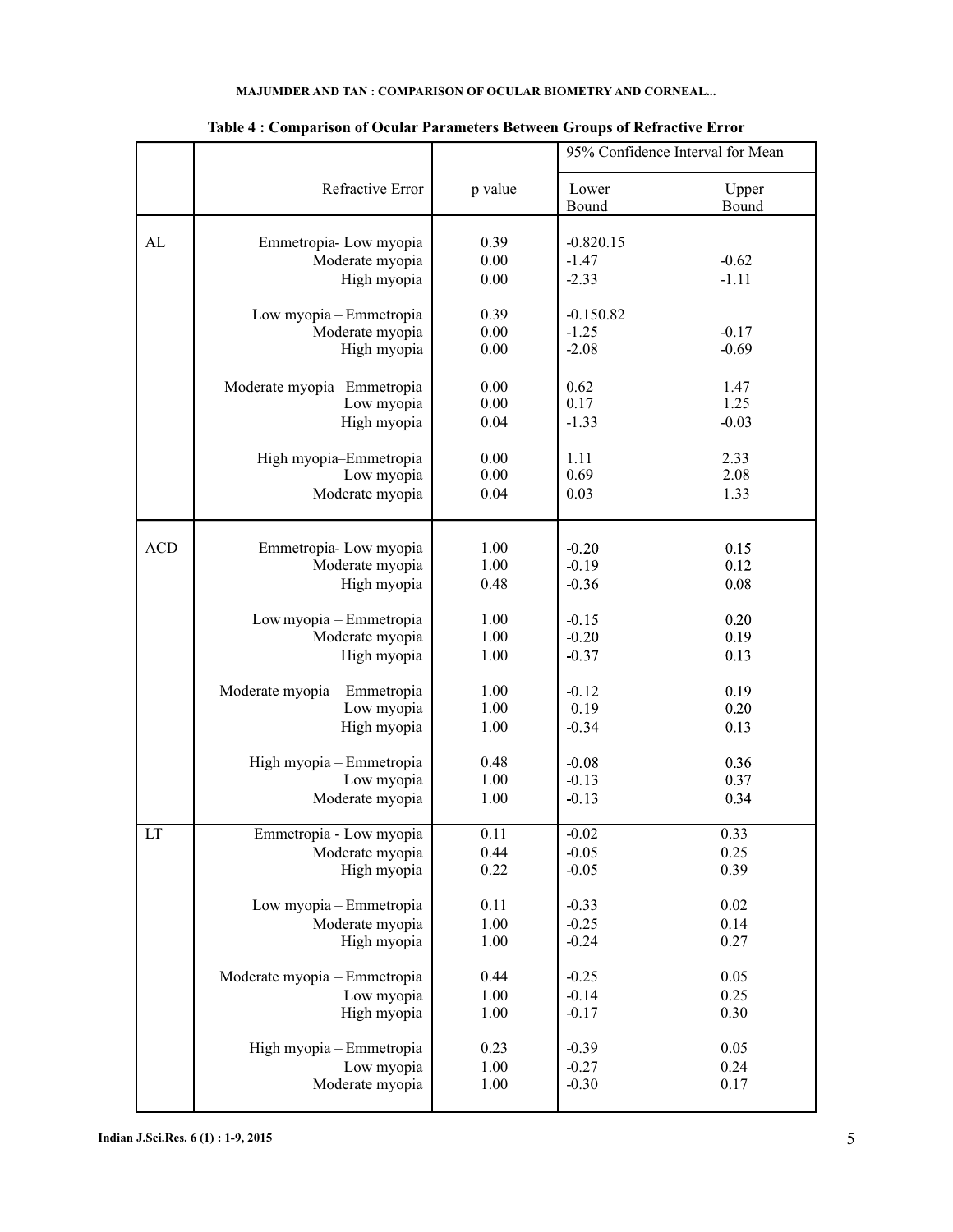**Table 4 : Comparison of Ocular Parameters Between Groups of Refractive Error**

| | Refractive Error | p value | 95% Confidence Interval for Mean | |
|---|---|---|---|---|
| | | | Lower Bound | Upper Bound |
| AL | Emmetropia- Low myopia | 0.39 | -0.820.15 | |
| | Moderate myopia | 0.00 | -1.47 | -0.62 |
| | High myopia | 0.00 | -2.33 | -1.11 |
| | Low myopia – Emmetropia | 0.39 | -0.150.82 | |
| | Moderate myopia | 0.00 | -1.25 | -0.17 |
| | High myopia | 0.00 | -2.08 | -0.69 |
| | Moderate myopia– Emmetropia | 0.00 | 0.62 | 1.47 |
| | Low myopia | 0.00 | 0.17 | 1.25 |
| | High myopia | 0.04 | -1.33 | -0.03 |
| | High myopia–Emmetropia | 0.00 | 1.11 | 2.33 |
| | Low myopia | 0.00 | 0.69 | 2.08 |
| | Moderate myopia | 0.04 | 0.03 | 1.33 |
| ACD | Emmetropia- Low myopia | 1.00 | -0.20 | 0.15 |
| | Moderate myopia | 1.00 | -0.19 | 0.12 |
| | High myopia | 0.48 | -0.36 | 0.08 |
| | Low myopia – Emmetropia | 1.00 | -0.15 | 0.20 |
| | Moderate myopia | 1.00 | -0.20 | 0.19 |
| | High myopia | 1.00 | -0.37 | 0.13 |
| | Moderate myopia – Emmetropia | 1.00 | -0.12 | 0.19 |
| | Low myopia | 1.00 | -0.19 | 0.20 |
| | High myopia | 1.00 | -0.34 | 0.13 |
| | High myopia – Emmetropia | 0.48 | -0.08 | 0.36 |
| | Low myopia | 1.00 | -0.13 | 0.37 |
| | Moderate myopia | 1.00 | -0.13 | 0.34 |
| LT | Emmetropia - Low myopia | 0.11 | -0.02 | 0.33 |
| | Moderate myopia | 0.44 | -0.05 | 0.25 |
| | High myopia | 0.22 | -0.05 | 0.39 |
| | Low myopia – Emmetropia | 0.11 | -0.33 | 0.02 |
| | Moderate myopia | 1.00 | -0.25 | 0.14 |
| | High myopia | 1.00 | -0.24 | 0.27 |
| | Moderate myopia – Emmetropia | 0.44 | -0.25 | 0.05 |
| | Low myopia | 1.00 | -0.14 | 0.25 |
| | High myopia | 1.00 | -0.17 | 0.30 |
| | High myopia – Emmetropia | 0.23 | -0.39 | 0.05 |
| | Low myopia | 1.00 | -0.27 | 0.24 |
| | Moderate myopia | 1.00 | -0.30 | 0.17 |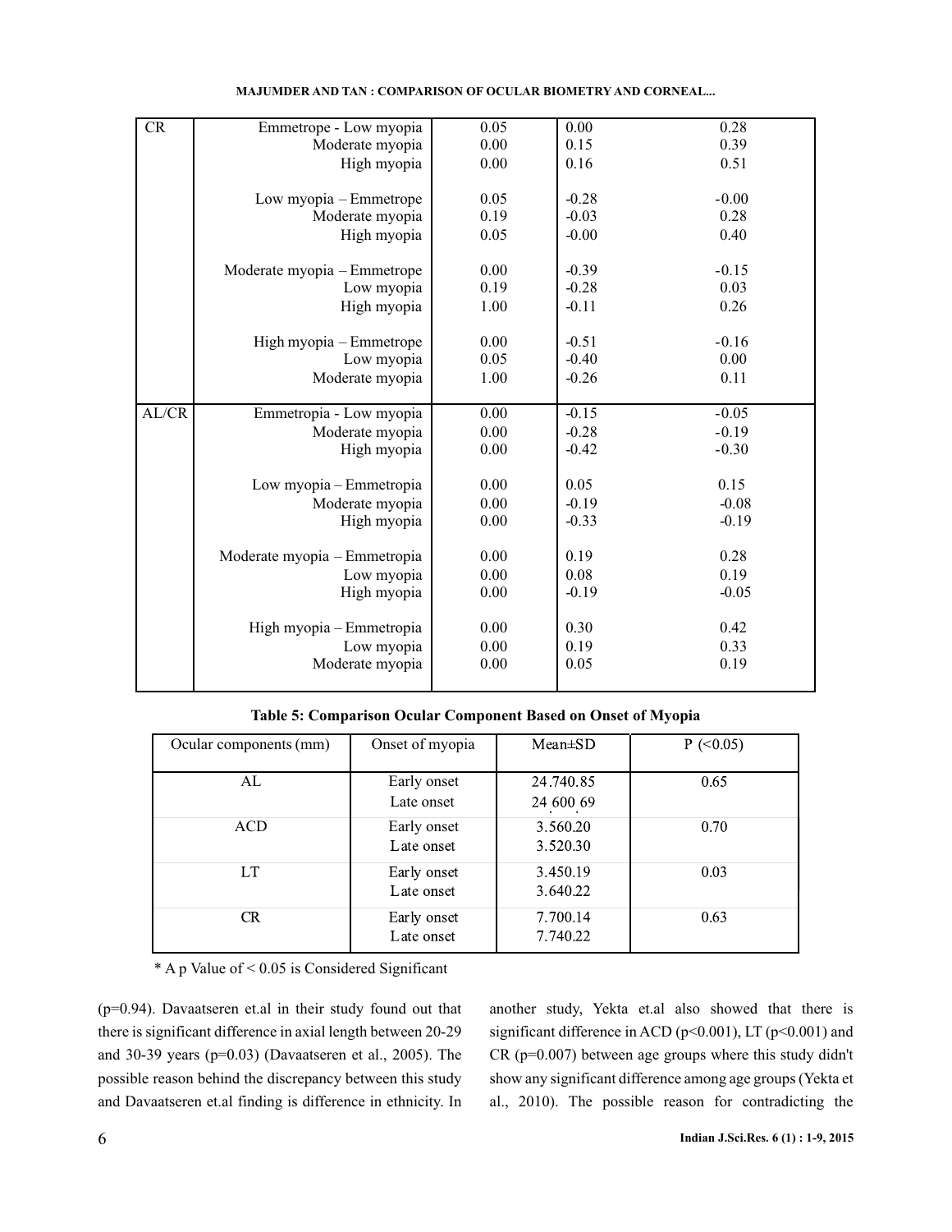| CR | Emmetrope - Low myopia | 0.05 | 0.00 | 0.28 |
|---|---|---|---|---|
| | Moderate myopia | 0.00 | 0.15 | 0.39 |
| | High myopia | 0.00 | 0.16 | 0.51 |
| | Low myopia – Emmetrope | 0.05 | -0.28 | -0.00 |
| | Moderate myopia | 0.19 | -0.03 | 0.28 |
| | High myopia | 0.05 | -0.00 | 0.40 |
| | Moderate myopia – Emmetrope | 0.00 | -0.39 | -0.15 |
| | Low myopia | 0.19 | -0.28 | 0.03 |
| | High myopia | 1.00 | -0.11 | 0.26 |
| | High myopia – Emmetrope | 0.00 | -0.51 | -0.16 |
| | Low myopia | 0.05 | -0.40 | 0.00 |
| | Moderate myopia | 1.00 | -0.26 | 0.11 |
| AL/CR | Emmetropia - Low myopia | 0.00 | -0.15 | -0.05 |
| | Moderate myopia | 0.00 | -0.28 | -0.19 |
| | High myopia | 0.00 | -0.42 | -0.30 |
| | Low myopia – Emmetropia | 0.00 | 0.05 | 0.15 |
| | Moderate myopia | 0.00 | -0.19 | -0.08 |
| | High myopia | 0.00 | -0.33 | -0.19 |
| | Moderate myopia – Emmetropia | 0.00 | 0.19 | 0.28 |
| | Low myopia | 0.00 | 0.08 | 0.19 |
| | High myopia | 0.00 | -0.19 | -0.05 |
| | High myopia – Emmetropia | 0.00 | 0.30 | 0.42 |
| | Low myopia | 0.00 | 0.19 | 0.33 |
| | Moderate myopia | 0.00 | 0.05 | 0.19 |

**Table 5: Comparison Ocular Component Based on Onset of Myopia**

| Ocular components (mm) | Onset of myopia | Mean±SD | P (<0.05) |
|---|---|---|---|
| AL | Early onset<br>Late onset | 24.74±0.85<br>24.60±0.69 | 0.65 |
| ACD | Early onset<br>Late onset | 3.56±0.20<br>3.52±0.30 | 0.70 |
| LT | Early onset<br>Late onset | 3.45±0.19<br>3.64±0.22 | 0.03 |
| CR | Early onset<br>Late onset | 7.70±0.14<br>7.74±0.22 | 0.63 |

* A p Value of < 0.05 is Considered Significant

(p=0.94). Davaatseren et.al in their study found out that there is significant difference in axial length between 20-29 and 30-39 years (p=0.03) (Davaatseren et al., 2005). The possible reason behind the discrepancy between this study and Davaatseren et.al finding is difference in ethnicity. In another study, Yekta et.al also showed that there is significant difference in ACD (p<0.001), LT (p<0.001) and CR (p=0.007) between age groups where this study didn't show any significant difference among age groups (Yekta et al., 2010). The possible reason for contradicting the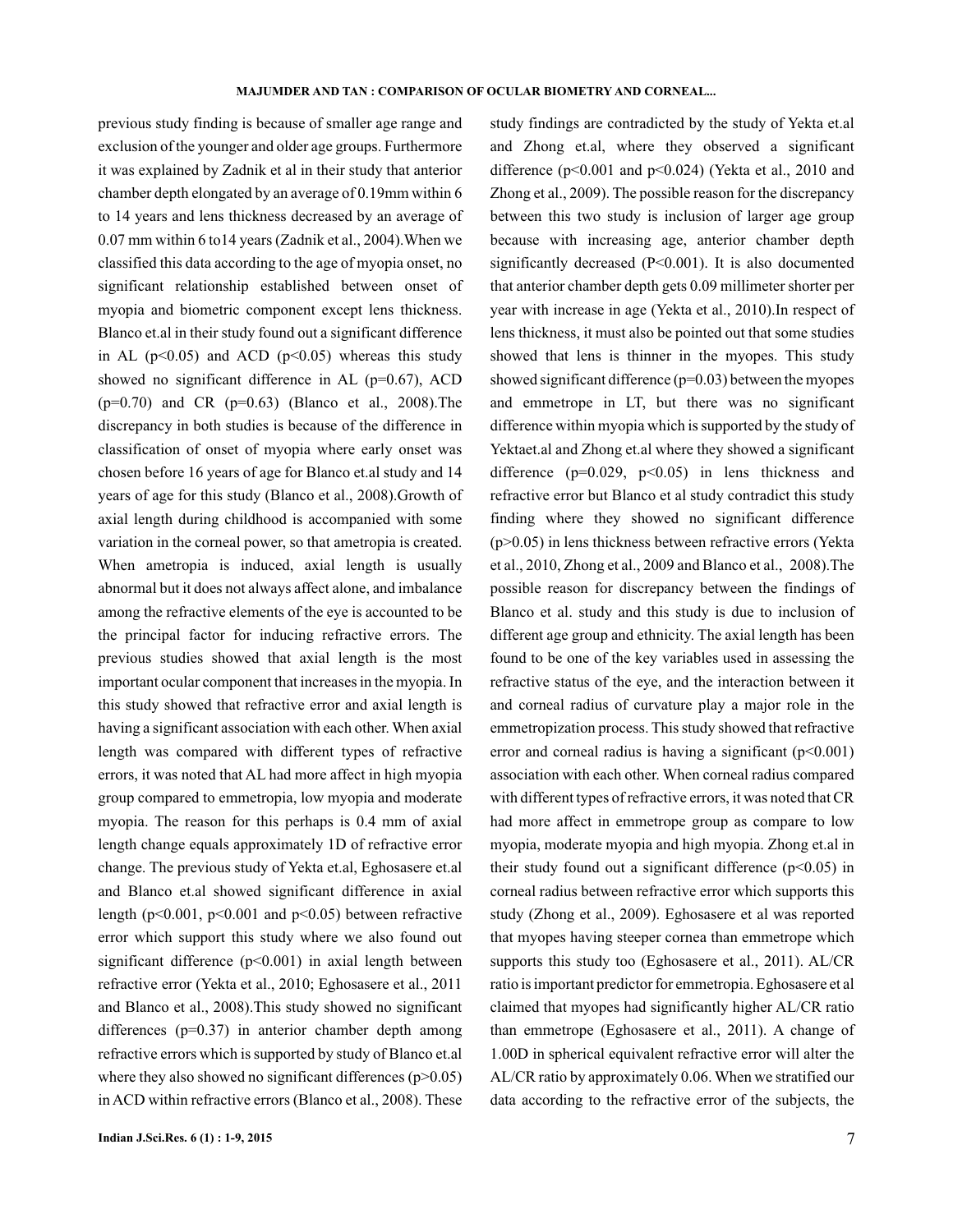previous study finding is because of smaller age range and exclusion of the younger and older age groups. Furthermore it was explained by Zadnik et al in their study that anterior chamber depth elongated by an average of 0.19mm within 6 to 14 years and lens thickness decreased by an average of 0.07 mm within 6 to14 years (Zadnik et al., 2004).When we classified this data according to the age of myopia onset, no significant relationship established between onset of myopia and biometric component except lens thickness. Blanco et.al in their study found out a significant difference in AL ($p<0.05$) and ACD ($p<0.05$) whereas this study showed no significant difference in AL ($p=0.67$), ACD ($p=0.70$) and CR ($p=0.63$) (Blanco et al., 2008).The discrepancy in both studies is because of the difference in classification of onset of myopia where early onset was chosen before 16 years of age for Blanco et.al study and 14 years of age for this study (Blanco et al., 2008).Growth of axial length during childhood is accompanied with some variation in the corneal power, so that ametropia is created. When ametropia is induced, axial length is usually abnormal but it does not always affect alone, and imbalance among the refractive elements of the eye is accounted to be the principal factor for inducing refractive errors. The previous studies showed that axial length is the most important ocular component that increases in the myopia. In this study showed that refractive error and axial length is having a significant association with each other. When axial length was compared with different types of refractive errors, it was noted that AL had more affect in high myopia group compared to emmetropia, low myopia and moderate myopia. The reason for this perhaps is 0.4 mm of axial length change equals approximately 1D of refractive error change. The previous study of Yekta et.al, Eghosasere et.al and Blanco et.al showed significant difference in axial length ($p<0.001$, $p<0.001$ and $p<0.05$) between refractive error which support this study where we also found out significant difference ($p<0.001$) in axial length between refractive error (Yekta et al., 2010; Eghosasere et al., 2011 and Blanco et al., 2008).This study showed no significant differences ($p=0.37$) in anterior chamber depth among refractive errors which is supported by study of Blanco et.al where they also showed no significant differences ($p>0.05$) in ACD within refractive errors (Blanco et al., 2008). These study findings are contradicted by the study of Yekta et.al and Zhong et.al, where they observed a significant difference ($p<0.001$ and $p<0.024$) (Yekta et al., 2010 and Zhong et al., 2009). The possible reason for the discrepancy between this two study is inclusion of larger age group because with increasing age, anterior chamber depth significantly decreased ($P<0.001$). It is also documented that anterior chamber depth gets 0.09 millimeter shorter per year with increase in age (Yekta et al., 2010).In respect of lens thickness, it must also be pointed out that some studies showed that lens is thinner in the myopes. This study showed significant difference ($p=0.03$) between the myopes and emmetrope in LT, but there was no significant difference within myopia which is supported by the study of Yektaet.al and Zhong et.al where they showed a significant difference ($p=0.029$, $p<0.05$) in lens thickness and refractive error but Blanco et al study contradict this study finding where they showed no significant difference ($p>0.05$) in lens thickness between refractive errors (Yekta et al., 2010, Zhong et al., 2009 and Blanco et al., 2008).The possible reason for discrepancy between the findings of Blanco et al. study and this study is due to inclusion of different age group and ethnicity. The axial length has been found to be one of the key variables used in assessing the refractive status of the eye, and the interaction between it and corneal radius of curvature play a major role in the emmetropization process. This study showed that refractive error and corneal radius is having a significant ($p<0.001$) association with each other. When corneal radius compared with different types of refractive errors, it was noted that CR had more affect in emmetrope group as compare to low myopia, moderate myopia and high myopia. Zhong et.al in their study found out a significant difference ($p<0.05$) in corneal radius between refractive error which supports this study (Zhong et al., 2009). Eghosasere et al was reported that myopes having steeper cornea than emmetrope which supports this study too (Eghosasere et al., 2011). AL/CR ratio is important predictor for emmetropia. Eghosasere et al claimed that myopes had significantly higher AL/CR ratio than emmetrope (Eghosasere et al., 2011). A change of 1.00D in spherical equivalent refractive error will alter the AL/CR ratio by approximately 0.06. When we stratified our data according to the refractive error of the subjects, the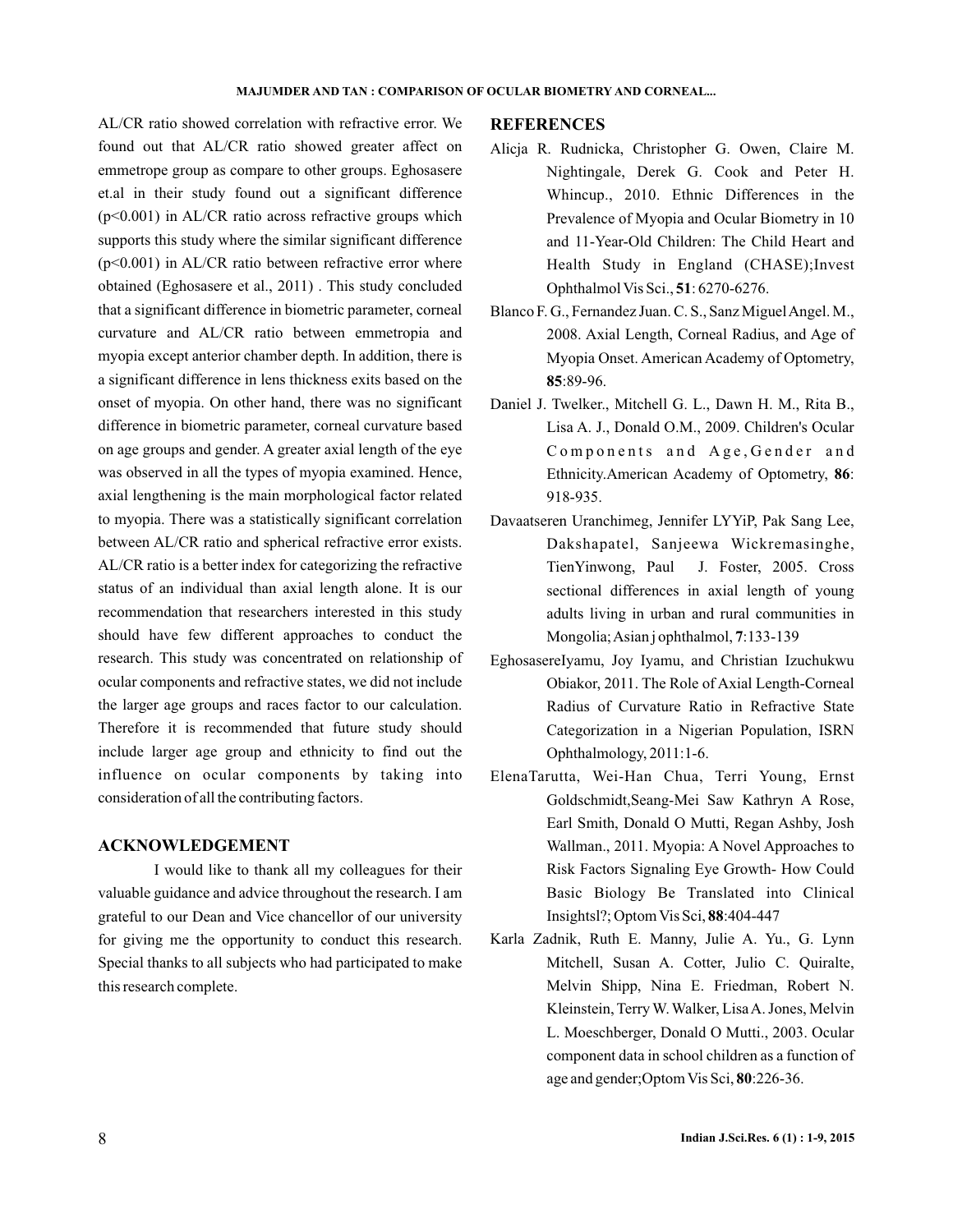AL/CR ratio showed correlation with refractive error. We found out that AL/CR ratio showed greater affect on emmetrope group as compare to other groups. Eghosasere et.al in their study found out a significant difference ($p<0.001$) in AL/CR ratio across refractive groups which supports this study where the similar significant difference ($p<0.001$) in AL/CR ratio between refractive error where obtained (Eghosasere et al., 2011) . This study concluded that a significant difference in biometric parameter, corneal curvature and AL/CR ratio between emmetropia and myopia except anterior chamber depth. In addition, there is a significant difference in lens thickness exits based on the onset of myopia. On other hand, there was no significant difference in biometric parameter, corneal curvature based on age groups and gender. A greater axial length of the eye was observed in all the types of myopia examined. Hence, axial lengthening is the main morphological factor related to myopia. There was a statistically significant correlation between AL/CR ratio and spherical refractive error exists. AL/CR ratio is a better index for categorizing the refractive status of an individual than axial length alone. It is our recommendation that researchers interested in this study should have few different approaches to conduct the research. This study was concentrated on relationship of ocular components and refractive states, we did not include the larger age groups and races factor to our calculation. Therefore it is recommended that future study should include larger age group and ethnicity to find out the influence on ocular components by taking into consideration of all the contributing factors.

## ACKNOWLEDGEMENT

I would like to thank all my colleagues for their valuable guidance and advice throughout the research. I am grateful to our Dean and Vice chancellor of our university for giving me the opportunity to conduct this research. Special thanks to all subjects who had participated to make this research complete.

## REFERENCES

Alicja R. Rudnicka, Christopher G. Owen, Claire M. Nightingale, Derek G. Cook and Peter H. Whincup., 2010. Ethnic Differences in the Prevalence of Myopia and Ocular Biometry in 10 and 11-Year-Old Children: The Child Heart and Health Study in England (CHASE);Invest Ophthalmol Vis Sci., **51**: 6270-6276.

Blanco F. G., Fernandez Juan. C. S., Sanz Miguel Angel. M., 2008. Axial Length, Corneal Radius, and Age of Myopia Onset. American Academy of Optometry, **85**:89-96.

Daniel J. Twelker., Mitchell G. L., Dawn H. M., Rita B., Lisa A. J., Donald O.M., 2009. Children's Ocular Components and Age,Gender and Ethnicity.American Academy of Optometry, **86**: 918-935.

Davaatseren Uranchimeg, Jennifer LYYiP, Pak Sang Lee, Dakshapatel, Sanjeewa Wickremasinghe, TienYinwong, Paul J. Foster, 2005. Cross sectional differences in axial length of young adults living in urban and rural communities in Mongolia; Asian j ophthalmol, **7**:133-139

EghosasereIyamu, Joy Iyamu, and Christian Izuchukwu Obiakor, 2011. The Role of Axial Length-Corneal Radius of Curvature Ratio in Refractive State Categorization in a Nigerian Population, ISRN Ophthalmology, 2011:1-6.

ElenaTarutta, Wei-Han Chua, Terri Young, Ernst Goldschmidt,Seang-Mei Saw Kathryn A Rose, Earl Smith, Donald O Mutti, Regan Ashby, Josh Wallman., 2011. Myopia: A Novel Approaches to Risk Factors Signaling Eye Growth- How Could Basic Biology Be Translated into Clinical Insightsl?; Optom Vis Sci, **88**:404-447

Karla Zadnik, Ruth E. Manny, Julie A. Yu., G. Lynn Mitchell, Susan A. Cotter, Julio C. Quiralte, Melvin Shipp, Nina E. Friedman, Robert N. Kleinstein, Terry W. Walker, Lisa A. Jones, Melvin L. Moeschberger, Donald O Mutti., 2003. Ocular component data in school children as a function of age and gender;Optom Vis Sci, **80**:226-36.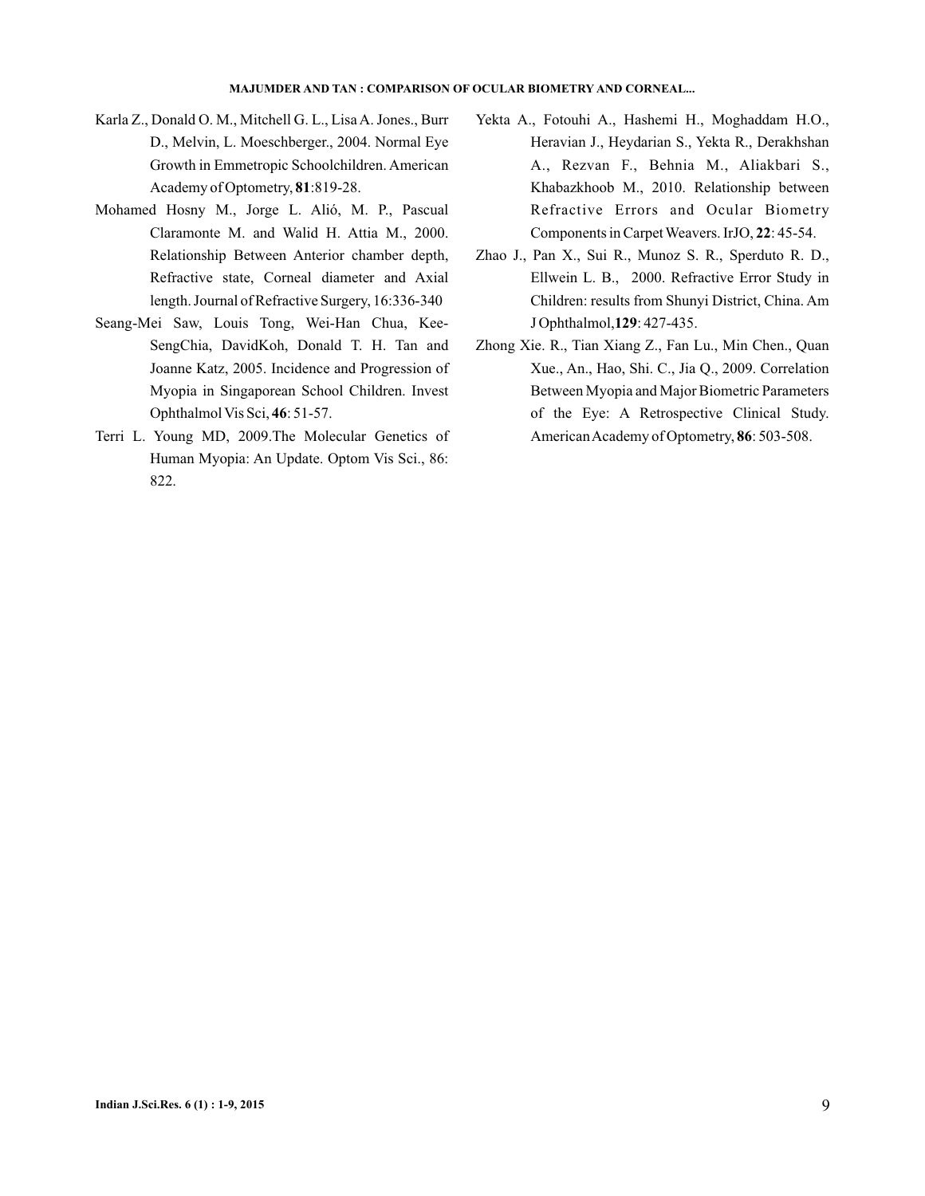Karla Z., Donald O. M., Mitchell G. L., Lisa A. Jones., Burr D., Melvin, L. Moeschberger., 2004. Normal Eye Growth in Emmetropic Schoolchildren. American Academy of Optometry, **81**:819-28.

Mohamed Hosny M., Jorge L. Alió, M. P., Pascual Claramonte M. and Walid H. Attia M., 2000. Relationship Between Anterior chamber depth, Refractive state, Corneal diameter and Axial length. Journal of Refractive Surgery, 16:336-340

Seang-Mei Saw, Louis Tong, Wei-Han Chua, Kee-SengChia, DavidKoh, Donald T. H. Tan and Joanne Katz, 2005. Incidence and Progression of Myopia in Singaporean School Children. Invest Ophthalmol Vis Sci, **46**: 51-57.

Terri L. Young MD, 2009.The Molecular Genetics of Human Myopia: An Update. Optom Vis Sci., 86: 822.

Yekta A., Fotouhi A., Hashemi H., Moghaddam H.O., Heravian J., Heydarian S., Yekta R., Derakhshan A., Rezvan F., Behnia M., Aliakbari S., Khabazkhoob M., 2010. Relationship between Refractive Errors and Ocular Biometry Components in Carpet Weavers. IrJO, **22**: 45-54.

Zhao J., Pan X., Sui R., Munoz S. R., Sperduto R. D., Ellwein L. B., 2000. Refractive Error Study in Children: results from Shunyi District, China. Am J Ophthalmol,**129**: 427-435.

Zhong Xie. R., Tian Xiang Z., Fan Lu., Min Chen., Quan Xue., An., Hao, Shi. C., Jia Q., 2009. Correlation Between Myopia and Major Biometric Parameters of the Eye: A Retrospective Clinical Study. American Academy of Optometry, **86**: 503-508.